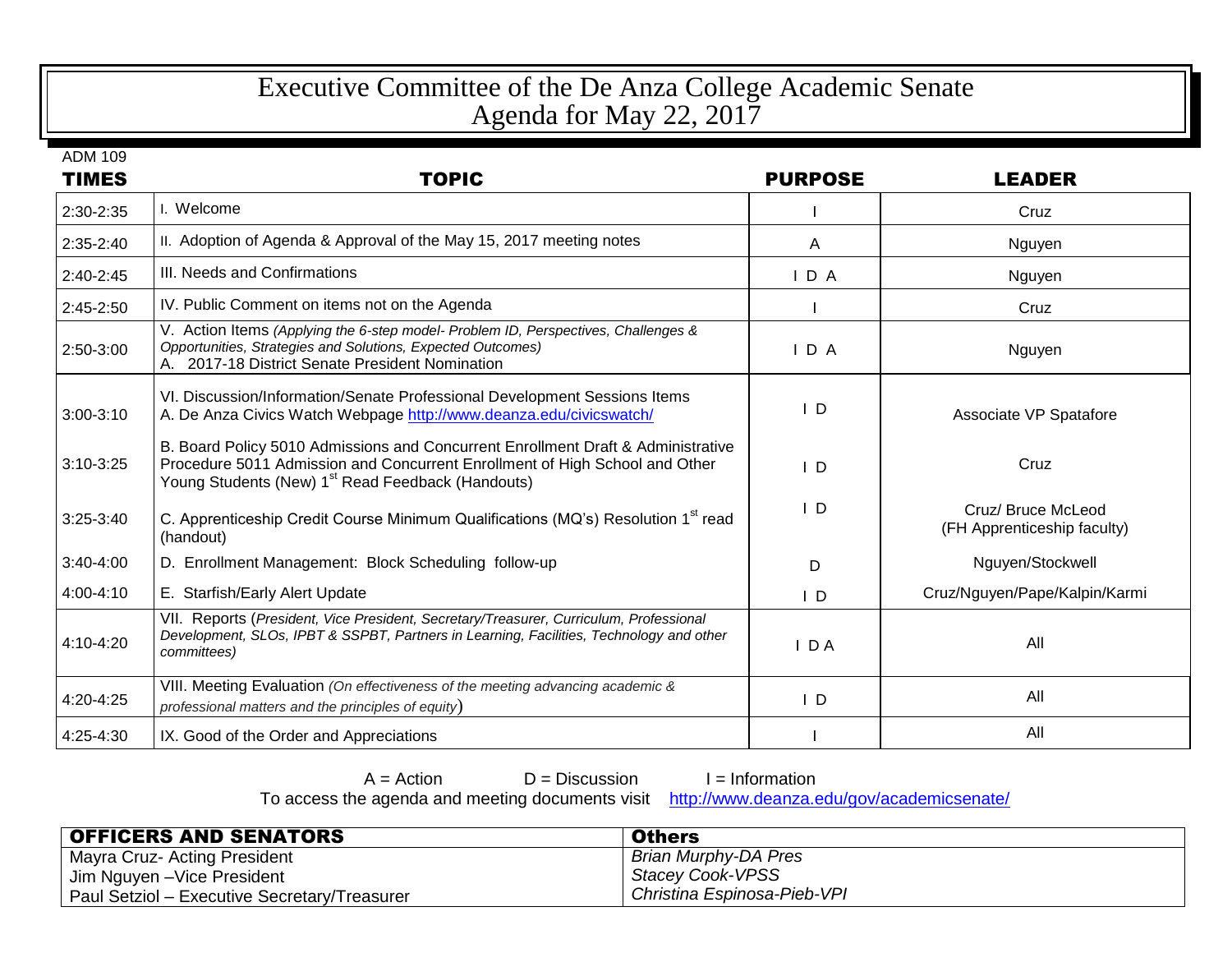# Executive Committee of the De Anza College Academic Senate
## Agenda for May 22, 2017

ADM 109

| TIMES | TOPIC | PURPOSE | LEADER |
|---|---|---|---|
| 2:30-2:35 | I. Welcome | I | Cruz |
| 2:35-2:40 | II. Adoption of Agenda & Approval of the May 15, 2017 meeting notes | A | Nguyen |
| 2:40-2:45 | III. Needs and Confirmations | I D A | Nguyen |
| 2:45-2:50 | IV. Public Comment on items not on the Agenda | I | Cruz |
| 2:50-3:00 | V. Action Items *(Applying the 6-step model- Problem ID, Perspectives, Challenges & Opportunities, Strategies and Solutions, Expected Outcomes)* A. 2017-18 District Senate President Nomination | I D A | Nguyen |
| 3:00-3:10 | VI. Discussion/Information/Senate Professional Development Sessions Items A. De Anza Civics Watch Webpage http://www.deanza.edu/civicswatch/ | I D | Associate VP Spatafore |
| 3:10-3:25 | B. Board Policy 5010 Admissions and Concurrent Enrollment Draft & Administrative Procedure 5011 Admission and Concurrent Enrollment of High School and Other Young Students (New) 1st Read Feedback (Handouts) | I D | Cruz |
| 3:25-3:40 | C. Apprenticeship Credit Course Minimum Qualifications (MQ's) Resolution 1st read (handout) | I D | Cruz/ Bruce McLeod (FH Apprenticeship faculty) |
| 3:40-4:00 | D. Enrollment Management: Block Scheduling follow-up | D | Nguyen/Stockwell |
| 4:00-4:10 | E. Starfish/Early Alert Update | I D | Cruz/Nguyen/Pape/Kalpin/Karmi |
| 4:10-4:20 | VII. Reports (*President, Vice President, Secretary/Treasurer, Curriculum, Professional Development, SLOs, IPBT & SSPBT, Partners in Learning, Facilities, Technology and other committees)* | I D A | All |
| 4:20-4:25 | VIII. Meeting Evaluation *(On effectiveness of the meeting advancing academic & professional matters and the principles of equity)* | I D | All |
| 4:25-4:30 | IX. Good of the Order and Appreciations | I | All |

A = Action D = Discussion I = Information

To access the agenda and meeting documents visit http://www.deanza.edu/gov/academicsenate/

| OFFICERS AND SENATORS | Others |
|---|---|
| Mayra Cruz- Acting President | *Brian Murphy-DA Pres* |
| Jim Nguyen –Vice President | *Stacey Cook-VPSS* |
| Paul Setziol – Executive Secretary/Treasurer | *Christina Espinosa-Pieb-VPI* |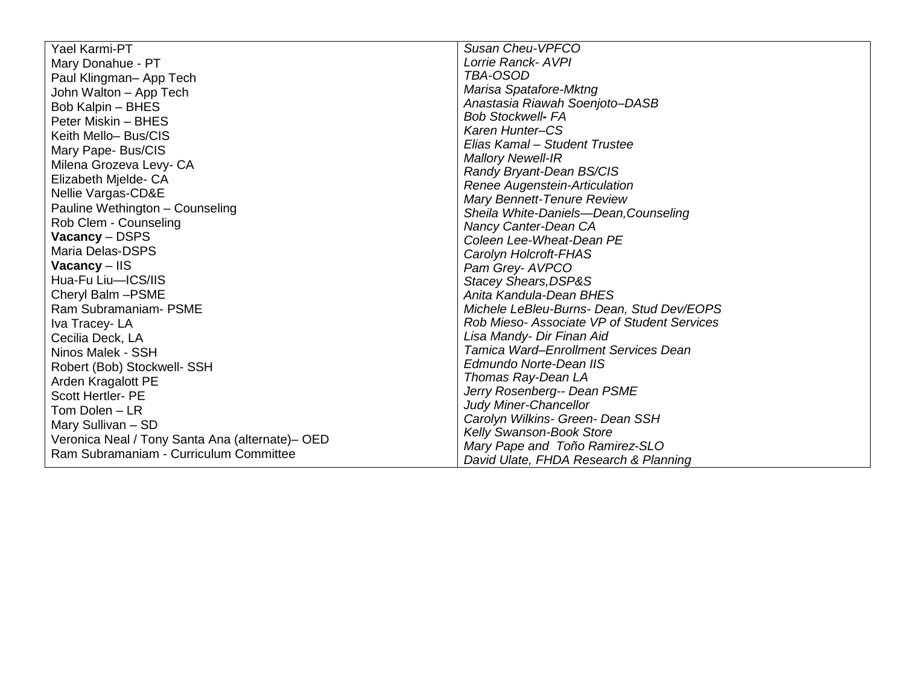| | |
|---|---|
| Yael Karmi-PT<br>Mary Donahue - PT<br>Paul Klingman– App Tech<br>John Walton – App Tech<br>Bob Kalpin – BHES<br>Peter Miskin – BHES<br>Keith Mello– Bus/CIS<br>Mary Pape- Bus/CIS<br>Milena Grozeva Levy- CA<br>Elizabeth Mjelde- CA<br>Nellie Vargas-CD&E<br>Pauline Wethington – Counseling<br>Rob Clem - Counseling<br>**Vacancy** – DSPS<br>Maria Delas-DSPS<br>**Vacancy** – IIS<br>Hua-Fu Liu—ICS/IIS<br>Cheryl Balm –PSME<br>Ram Subramaniam- PSME<br>Iva Tracey- LA<br>Cecilia Deck, LA<br>Ninos Malek - SSH<br>Robert (Bob) Stockwell- SSH<br>Arden Kragalott PE<br>Scott Hertler- PE<br>Tom Dolen – LR<br>Mary Sullivan – SD<br>Veronica Neal / Tony Santa Ana (alternate)– OED<br>Ram Subramaniam - Curriculum Committee | *Susan Cheu-VPFCO*<br>*Lorrie Ranck- AVPI*<br>*TBA-OSOD*<br>*Marisa Spatafore-Mktng*<br>*Anastasia Riawah Soenjoto–DASB*<br>*Bob Stockwell- FA*<br>*Karen Hunter–CS*<br>*Elias Kamal – Student Trustee*<br>*Mallory Newell-IR*<br>*Randy Bryant-Dean BS/CIS*<br>*Renee Augenstein-Articulation*<br>*Mary Bennett-Tenure Review*<br>*Sheila White-Daniels—Dean,Counseling*<br>*Nancy Canter-Dean CA*<br>*Coleen Lee-Wheat-Dean PE*<br>*Carolyn Holcroft-FHAS*<br>*Pam Grey- AVPCO*<br>*Stacey Shears,DSP&S*<br>*Anita Kandula-Dean BHES*<br>*Michele LeBleu-Burns- Dean, Stud Dev/EOPS*<br>*Rob Mieso- Associate VP of Student Services*<br>*Lisa Mandy- Dir Finan Aid*<br>*Tamica Ward–Enrollment Services Dean*<br>*Edmundo Norte-Dean IIS*<br>*Thomas Ray-Dean LA*<br>*Jerry Rosenberg-- Dean PSME*<br>*Judy Miner-Chancellor*<br>*Carolyn Wilkins- Green- Dean SSH*<br>*Kelly Swanson-Book Store*<br>*Mary Pape and Toño Ramirez-SLO*<br>*David Ulate, FHDA Research & Planning* |